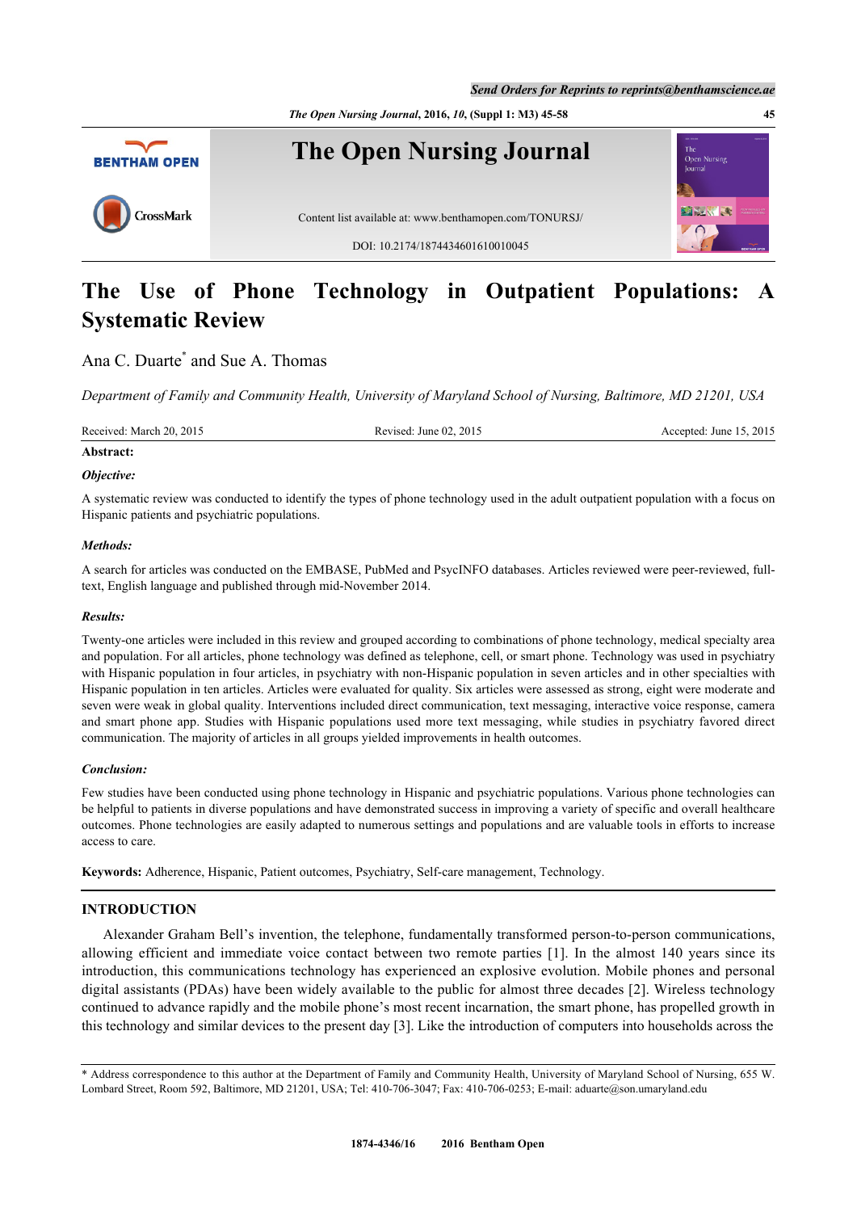# The Use of Phone Technology in Outpatient Populations: A Systematic Review

Ana C. Duarte* and Sue A. Thomas

*Department of Family and Community Health, University of Maryland School of Nursing, Baltimore, MD 21201, USA*

Received: March 20, 2015 | Revised: June 02, 2015 | Accepted: June 15, 2015

**Abstract:**

***Objective:***

A systematic review was conducted to identify the types of phone technology used in the adult outpatient population with a focus on Hispanic patients and psychiatric populations.

***Methods:***

A search for articles was conducted on the EMBASE, PubMed and PsycINFO databases. Articles reviewed were peer-reviewed, full-text, English language and published through mid-November 2014.

***Results:***

Twenty-one articles were included in this review and grouped according to combinations of phone technology, medical specialty area and population. For all articles, phone technology was defined as telephone, cell, or smart phone. Technology was used in psychiatry with Hispanic population in four articles, in psychiatry with non-Hispanic population in seven articles and in other specialties with Hispanic population in ten articles. Articles were evaluated for quality. Six articles were assessed as strong, eight were moderate and seven were weak in global quality. Interventions included direct communication, text messaging, interactive voice response, camera and smart phone app. Studies with Hispanic populations used more text messaging, while studies in psychiatry favored direct communication. The majority of articles in all groups yielded improvements in health outcomes.

***Conclusion:***

Few studies have been conducted using phone technology in Hispanic and psychiatric populations. Various phone technologies can be helpful to patients in diverse populations and have demonstrated success in improving a variety of specific and overall healthcare outcomes. Phone technologies are easily adapted to numerous settings and populations and are valuable tools in efforts to increase access to care.

**Keywords:** Adherence, Hispanic, Patient outcomes, Psychiatry, Self-care management, Technology.

## INTRODUCTION

Alexander Graham Bell's invention, the telephone, fundamentally transformed person-to-person communications, allowing efficient and immediate voice contact between two remote parties [1]. In the almost 140 years since its introduction, this communications technology has experienced an explosive evolution. Mobile phones and personal digital assistants (PDAs) have been widely available to the public for almost three decades [2]. Wireless technology continued to advance rapidly and the mobile phone's most recent incarnation, the smart phone, has propelled growth in this technology and similar devices to the present day [3]. Like the introduction of computers into households across the

* Address correspondence to this author at the Department of Family and Community Health, University of Maryland School of Nursing, 655 W. Lombard Street, Room 592, Baltimore, MD 21201, USA; Tel: 410-706-3047; Fax: 410-706-0253; E-mail: aduarte@son.umaryland.edu

1874-4346/16 2016 Bentham Open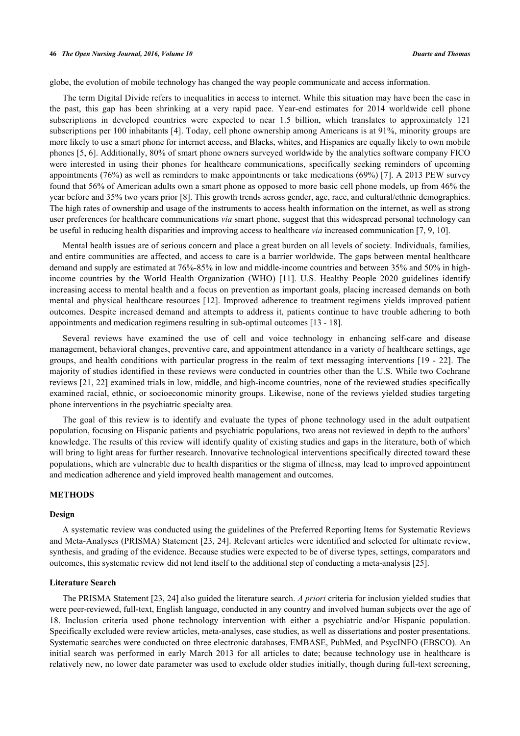globe, the evolution of mobile technology has changed the way people communicate and access information.

The term Digital Divide refers to inequalities in access to internet. While this situation may have been the case in the past, this gap has been shrinking at a very rapid pace. Year-end estimates for 2014 worldwide cell phone subscriptions in developed countries were expected to near 1.5 billion, which translates to approximately 121 subscriptions per 100 inhabitants [4]. Today, cell phone ownership among Americans is at 91%, minority groups are more likely to use a smart phone for internet access, and Blacks, whites, and Hispanics are equally likely to own mobile phones [5, 6]. Additionally, 80% of smart phone owners surveyed worldwide by the analytics software company FICO were interested in using their phones for healthcare communications, specifically seeking reminders of upcoming appointments (76%) as well as reminders to make appointments or take medications (69%) [7]. A 2013 PEW survey found that 56% of American adults own a smart phone as opposed to more basic cell phone models, up from 46% the year before and 35% two years prior [8]. This growth trends across gender, age, race, and cultural/ethnic demographics. The high rates of ownership and usage of the instruments to access health information on the internet, as well as strong user preferences for healthcare communications *via* smart phone, suggest that this widespread personal technology can be useful in reducing health disparities and improving access to healthcare *via* increased communication [7, 9, 10].

Mental health issues are of serious concern and place a great burden on all levels of society. Individuals, families, and entire communities are affected, and access to care is a barrier worldwide. The gaps between mental healthcare demand and supply are estimated at 76%-85% in low and middle-income countries and between 35% and 50% in high-income countries by the World Health Organization (WHO) [11]. U.S. Healthy People 2020 guidelines identify increasing access to mental health and a focus on prevention as important goals, placing increased demands on both mental and physical healthcare resources [12]. Improved adherence to treatment regimens yields improved patient outcomes. Despite increased demand and attempts to address it, patients continue to have trouble adhering to both appointments and medication regimens resulting in sub-optimal outcomes [13 - 18].

Several reviews have examined the use of cell and voice technology in enhancing self-care and disease management, behavioral changes, preventive care, and appointment attendance in a variety of healthcare settings, age groups, and health conditions with particular progress in the realm of text messaging interventions [19 - 22]. The majority of studies identified in these reviews were conducted in countries other than the U.S. While two Cochrane reviews [21, 22] examined trials in low, middle, and high-income countries, none of the reviewed studies specifically examined racial, ethnic, or socioeconomic minority groups. Likewise, none of the reviews yielded studies targeting phone interventions in the psychiatric specialty area.

The goal of this review is to identify and evaluate the types of phone technology used in the adult outpatient population, focusing on Hispanic patients and psychiatric populations, two areas not reviewed in depth to the authors' knowledge. The results of this review will identify quality of existing studies and gaps in the literature, both of which will bring to light areas for further research. Innovative technological interventions specifically directed toward these populations, which are vulnerable due to health disparities or the stigma of illness, may lead to improved appointment and medication adherence and yield improved health management and outcomes.

## METHODS

### Design

A systematic review was conducted using the guidelines of the Preferred Reporting Items for Systematic Reviews and Meta-Analyses (PRISMA) Statement [23, 24]. Relevant articles were identified and selected for ultimate review, synthesis, and grading of the evidence. Because studies were expected to be of diverse types, settings, comparators and outcomes, this systematic review did not lend itself to the additional step of conducting a meta-analysis [25].

### Literature Search

The PRISMA Statement [23, 24] also guided the literature search. *A priori* criteria for inclusion yielded studies that were peer-reviewed, full-text, English language, conducted in any country and involved human subjects over the age of 18. Inclusion criteria used phone technology intervention with either a psychiatric and/or Hispanic population. Specifically excluded were review articles, meta-analyses, case studies, as well as dissertations and poster presentations. Systematic searches were conducted on three electronic databases, EMBASE, PubMed, and PsycINFO (EBSCO). An initial search was performed in early March 2013 for all articles to date; because technology use in healthcare is relatively new, no lower date parameter was used to exclude older studies initially, though during full-text screening,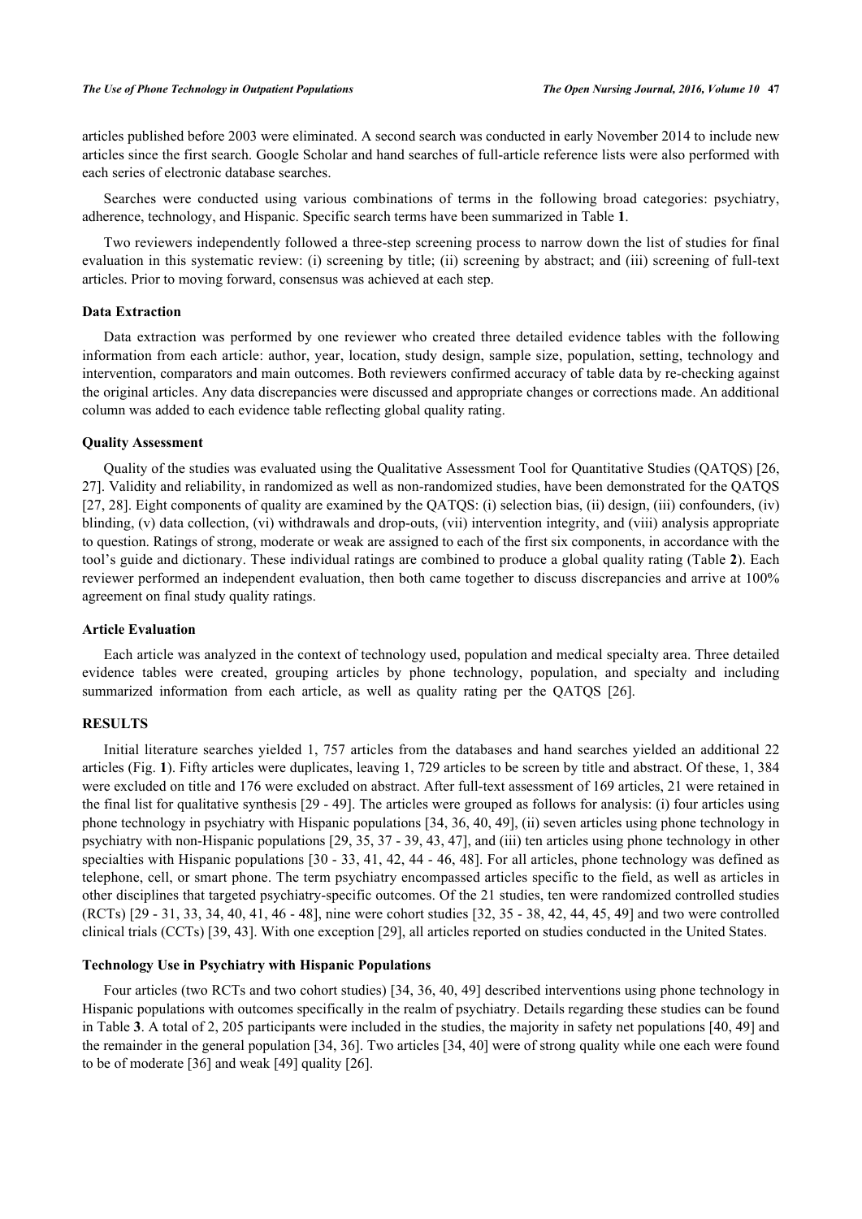articles published before 2003 were eliminated. A second search was conducted in early November 2014 to include new articles since the first search. Google Scholar and hand searches of full-article reference lists were also performed with each series of electronic database searches.

Searches were conducted using various combinations of terms in the following broad categories: psychiatry, adherence, technology, and Hispanic. Specific search terms have been summarized in Table **1**.

Two reviewers independently followed a three-step screening process to narrow down the list of studies for final evaluation in this systematic review: (i) screening by title; (ii) screening by abstract; and (iii) screening of full-text articles. Prior to moving forward, consensus was achieved at each step.

### Data Extraction

Data extraction was performed by one reviewer who created three detailed evidence tables with the following information from each article: author, year, location, study design, sample size, population, setting, technology and intervention, comparators and main outcomes. Both reviewers confirmed accuracy of table data by re-checking against the original articles. Any data discrepancies were discussed and appropriate changes or corrections made. An additional column was added to each evidence table reflecting global quality rating.

### Quality Assessment

Quality of the studies was evaluated using the Qualitative Assessment Tool for Quantitative Studies (QATQS) [26, 27]. Validity and reliability, in randomized as well as non-randomized studies, have been demonstrated for the QATQS [27, 28]. Eight components of quality are examined by the QATQS: (i) selection bias, (ii) design, (iii) confounders, (iv) blinding, (v) data collection, (vi) withdrawals and drop-outs, (vii) intervention integrity, and (viii) analysis appropriate to question. Ratings of strong, moderate or weak are assigned to each of the first six components, in accordance with the tool's guide and dictionary. These individual ratings are combined to produce a global quality rating (Table **2**). Each reviewer performed an independent evaluation, then both came together to discuss discrepancies and arrive at 100% agreement on final study quality ratings.

### Article Evaluation

Each article was analyzed in the context of technology used, population and medical specialty area. Three detailed evidence tables were created, grouping articles by phone technology, population, and specialty and including summarized information from each article, as well as quality rating per the QATQS [26].

## RESULTS

Initial literature searches yielded 1, 757 articles from the databases and hand searches yielded an additional 22 articles (Fig. **1**). Fifty articles were duplicates, leaving 1, 729 articles to be screen by title and abstract. Of these, 1, 384 were excluded on title and 176 were excluded on abstract. After full-text assessment of 169 articles, 21 were retained in the final list for qualitative synthesis [29 - 49]. The articles were grouped as follows for analysis: (i) four articles using phone technology in psychiatry with Hispanic populations [34, 36, 40, 49], (ii) seven articles using phone technology in psychiatry with non-Hispanic populations [29, 35, 37 - 39, 43, 47], and (iii) ten articles using phone technology in other specialties with Hispanic populations [30 - 33, 41, 42, 44 - 46, 48]. For all articles, phone technology was defined as telephone, cell, or smart phone. The term psychiatry encompassed articles specific to the field, as well as articles in other disciplines that targeted psychiatry-specific outcomes. Of the 21 studies, ten were randomized controlled studies (RCTs) [29 - 31, 33, 34, 40, 41, 46 - 48], nine were cohort studies [32, 35 - 38, 42, 44, 45, 49] and two were controlled clinical trials (CCTs) [39, 43]. With one exception [29], all articles reported on studies conducted in the United States.

### Technology Use in Psychiatry with Hispanic Populations

Four articles (two RCTs and two cohort studies) [34, 36, 40, 49] described interventions using phone technology in Hispanic populations with outcomes specifically in the realm of psychiatry. Details regarding these studies can be found in Table **3**. A total of 2, 205 participants were included in the studies, the majority in safety net populations [40, 49] and the remainder in the general population [34, 36]. Two articles [34, 40] were of strong quality while one each were found to be of moderate [36] and weak [49] quality [26].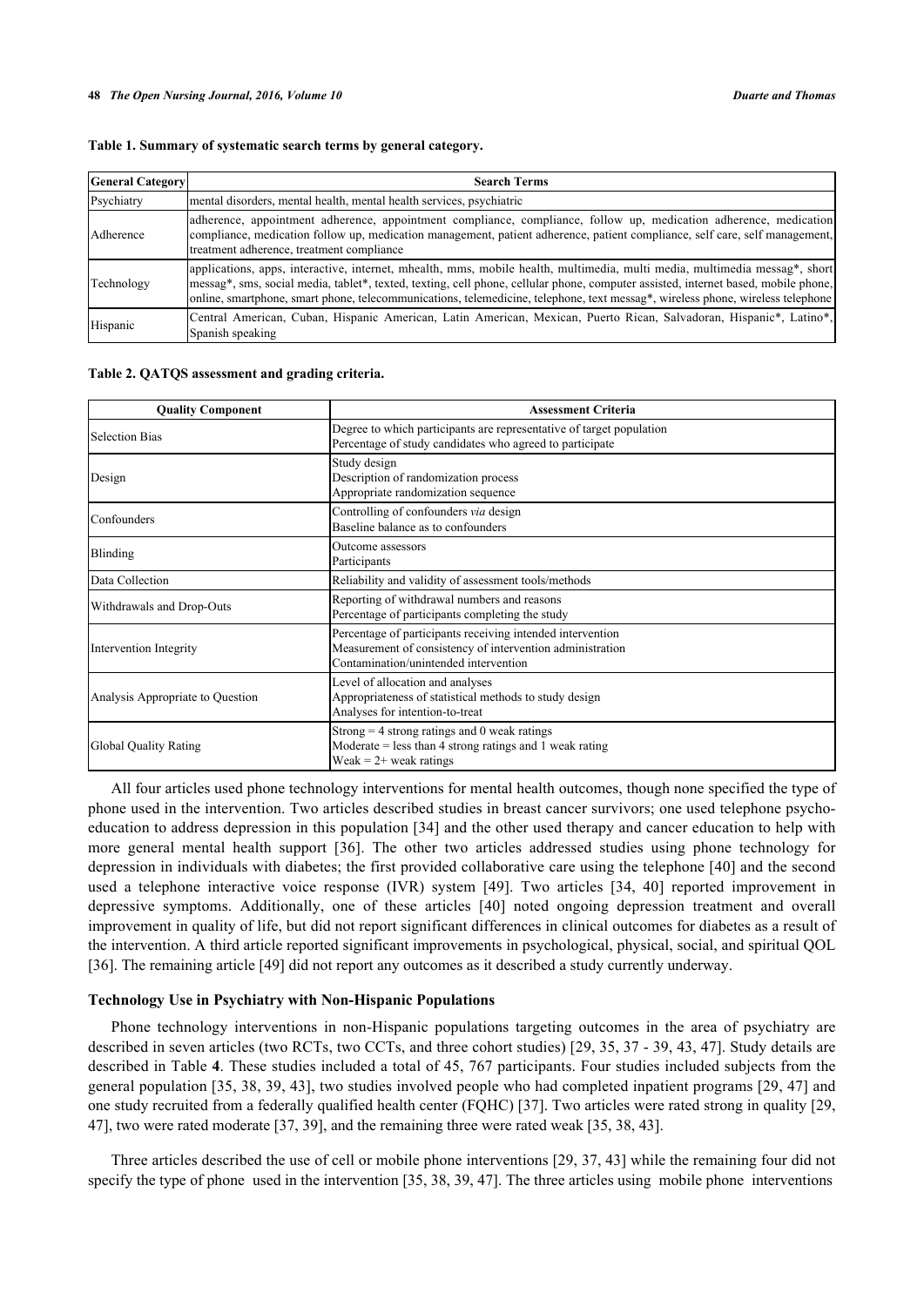**Table 1. Summary of systematic search terms by general category.**

| General Category | Search Terms |
|---|---|
| Psychiatry | mental disorders, mental health, mental health services, psychiatric |
| Adherence | adherence, appointment adherence, appointment compliance, compliance, follow up, medication adherence, medication compliance, medication follow up, medication management, patient adherence, patient compliance, self care, self management, treatment adherence, treatment compliance |
| Technology | applications, apps, interactive, internet, mhealth, mms, mobile health, multimedia, multi media, multimedia messag*, short messag*, sms, social media, tablet*, texted, texting, cell phone, cellular phone, computer assisted, internet based, mobile phone, online, smartphone, smart phone, telecommunications, telemedicine, telephone, text messag*, wireless phone, wireless telephone |
| Hispanic | Central American, Cuban, Hispanic American, Latin American, Mexican, Puerto Rican, Salvadoran, Hispanic*, Latino*, Spanish speaking |

**Table 2. QATQS assessment and grading criteria.**

| Quality Component | Assessment Criteria |
|---|---|
| Selection Bias | Degree to which participants are representative of target population<br>Percentage of study candidates who agreed to participate |
| Design | Study design<br>Description of randomization process<br>Appropriate randomization sequence |
| Confounders | Controlling of confounders *via* design<br>Baseline balance as to confounders |
| Blinding | Outcome assessors<br>Participants |
| Data Collection | Reliability and validity of assessment tools/methods |
| Withdrawals and Drop-Outs | Reporting of withdrawal numbers and reasons<br>Percentage of participants completing the study |
| Intervention Integrity | Percentage of participants receiving intended intervention<br>Measurement of consistency of intervention administration<br>Contamination/unintended intervention |
| Analysis Appropriate to Question | Level of allocation and analyses<br>Appropriateness of statistical methods to study design<br>Analyses for intention-to-treat |
| Global Quality Rating | Strong = 4 strong ratings and 0 weak ratings<br>Moderate = less than 4 strong ratings and 1 weak rating<br>Weak = 2+ weak ratings |

All four articles used phone technology interventions for mental health outcomes, though none specified the type of phone used in the intervention. Two articles described studies in breast cancer survivors; one used telephone psycho-education to address depression in this population [34] and the other used therapy and cancer education to help with more general mental health support [36]. The other two articles addressed studies using phone technology for depression in individuals with diabetes; the first provided collaborative care using the telephone [40] and the second used a telephone interactive voice response (IVR) system [49]. Two articles [34, 40] reported improvement in depressive symptoms. Additionally, one of these articles [40] noted ongoing depression treatment and overall improvement in quality of life, but did not report significant differences in clinical outcomes for diabetes as a result of the intervention. A third article reported significant improvements in psychological, physical, social, and spiritual QOL [36]. The remaining article [49] did not report any outcomes as it described a study currently underway.

### Technology Use in Psychiatry with Non-Hispanic Populations

Phone technology interventions in non-Hispanic populations targeting outcomes in the area of psychiatry are described in seven articles (two RCTs, two CCTs, and three cohort studies) [29, 35, 37 - 39, 43, 47]. Study details are described in Table **4**. These studies included a total of 45, 767 participants. Four studies included subjects from the general population [35, 38, 39, 43], two studies involved people who had completed inpatient programs [29, 47] and one study recruited from a federally qualified health center (FQHC) [37]. Two articles were rated strong in quality [29, 47], two were rated moderate [37, 39], and the remaining three were rated weak [35, 38, 43].

Three articles described the use of cell or mobile phone interventions [29, 37, 43] while the remaining four did not specify the type of phone used in the intervention [35, 38, 39, 47]. The three articles using mobile phone interventions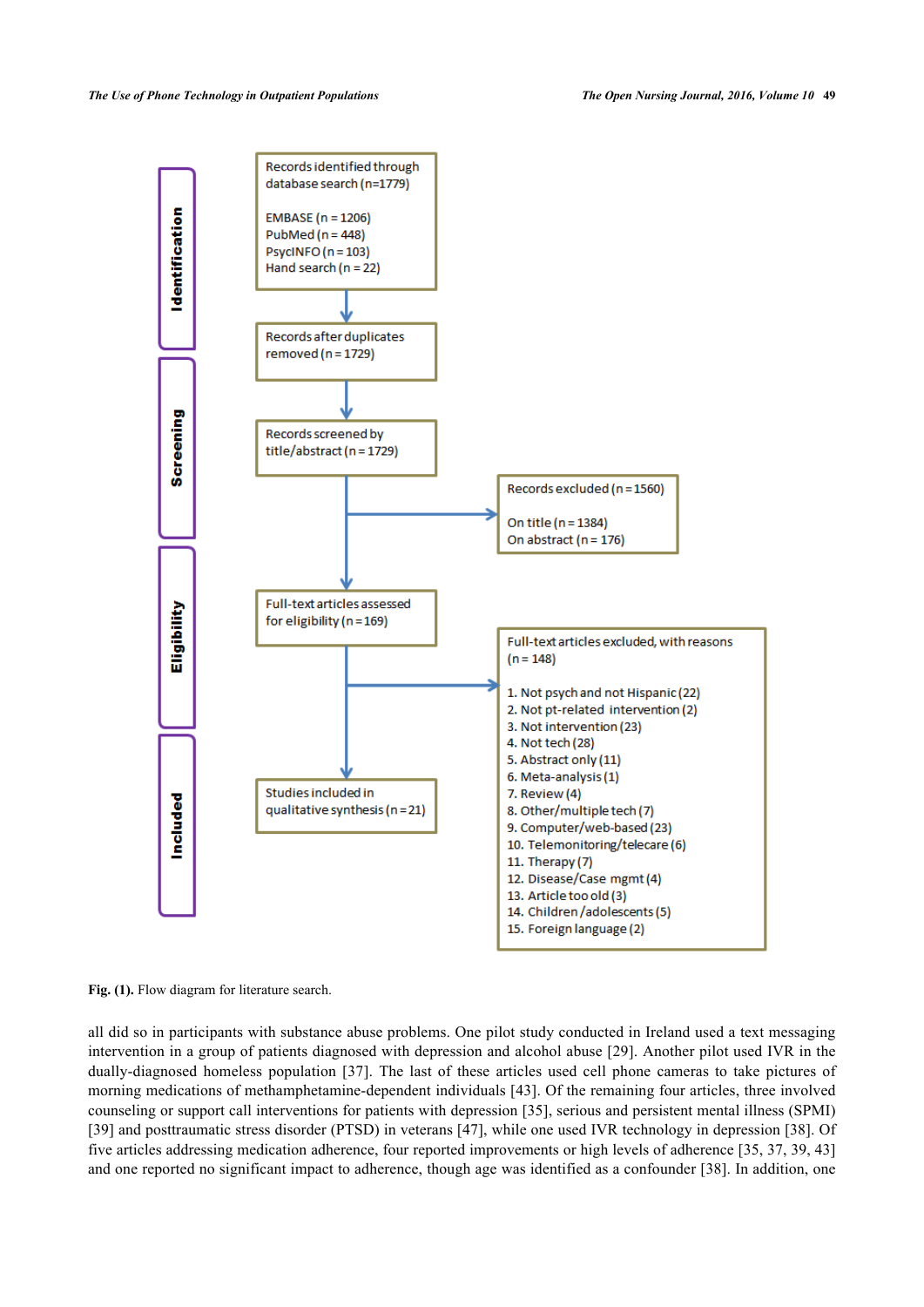Identification

Records identified through database search (n=1779)

EMBASE (n = 1206)
PubMed (n = 448)
PsycINFO (n = 103)
Hand search (n = 22)

Records after duplicates removed (n = 1729)

Screening

Records screened by title/abstract (n = 1729)

Records excluded (n = 1560)

On title (n = 1384)
On abstract (n = 176)

Eligibility

Full-text articles assessed for eligibility (n = 169)

Full-text articles excluded, with reasons (n = 148)

1. Not psych and not Hispanic (22)
2. Not pt-related intervention (2)
3. Not intervention (23)
4. Not tech (28)
5. Abstract only (11)
6. Meta-analysis (1)
7. Review (4)
8. Other/multiple tech (7)
9. Computer/web-based (23)
10. Telemonitoring/telecare (6)
11. Therapy (7)
12. Disease/Case mgmt (4)
13. Article too old (3)
14. Children /adolescents (5)
15. Foreign language (2)

Included

Studies included in qualitative synthesis (n = 21)

**Fig. (1).** Flow diagram for literature search.

all did so in participants with substance abuse problems. One pilot study conducted in Ireland used a text messaging intervention in a group of patients diagnosed with depression and alcohol abuse [29]. Another pilot used IVR in the dually-diagnosed homeless population [37]. The last of these articles used cell phone cameras to take pictures of morning medications of methamphetamine-dependent individuals [43]. Of the remaining four articles, three involved counseling or support call interventions for patients with depression [35], serious and persistent mental illness (SPMI) [39] and posttraumatic stress disorder (PTSD) in veterans [47], while one used IVR technology in depression [38]. Of five articles addressing medication adherence, four reported improvements or high levels of adherence [35, 37, 39, 43] and one reported no significant impact to adherence, though age was identified as a confounder [38]. In addition, one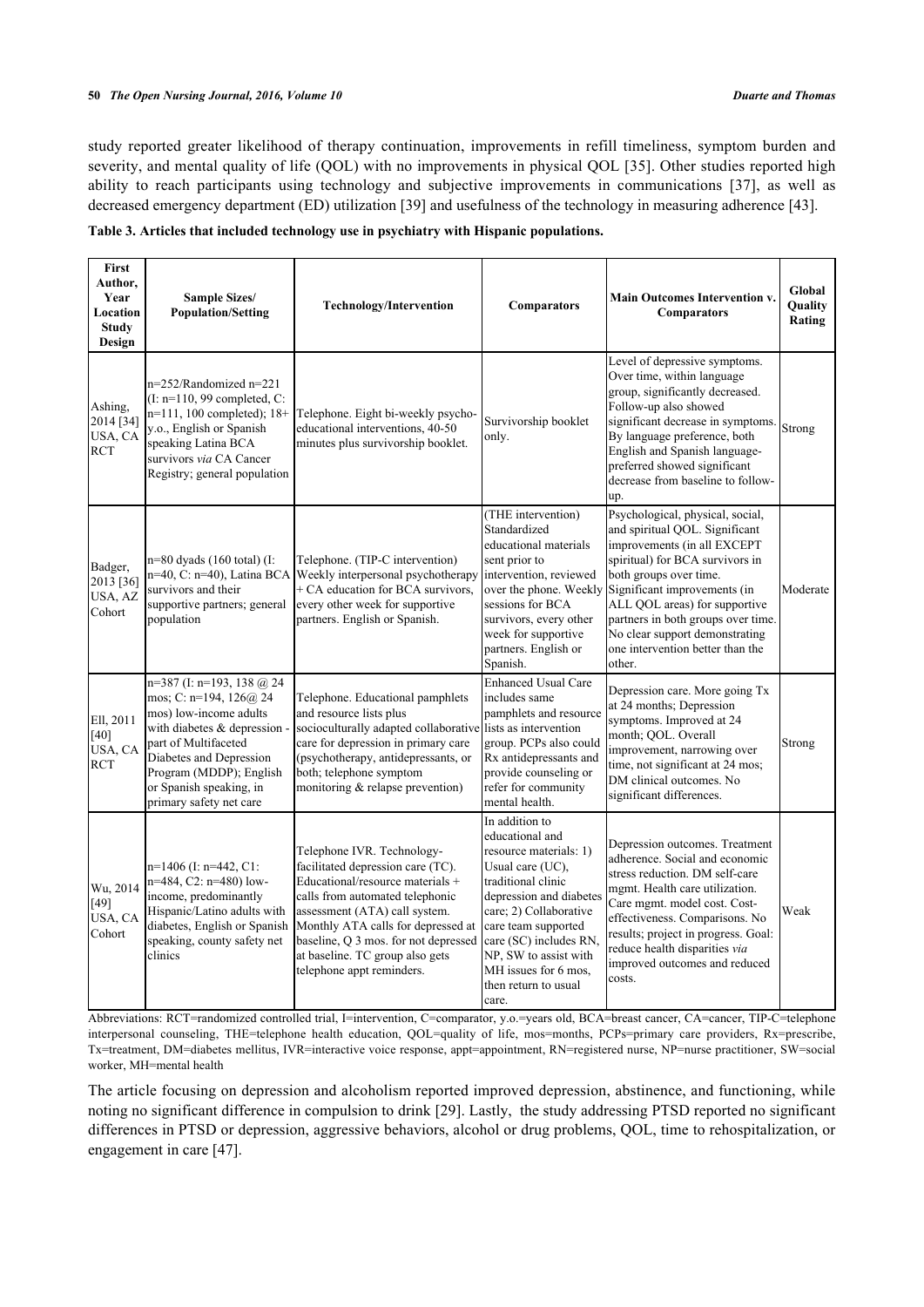study reported greater likelihood of therapy continuation, improvements in refill timeliness, symptom burden and severity, and mental quality of life (QOL) with no improvements in physical QOL [35]. Other studies reported high ability to reach participants using technology and subjective improvements in communications [37], as well as decreased emergency department (ED) utilization [39] and usefulness of the technology in measuring adherence [43].

**Table 3. Articles that included technology use in psychiatry with Hispanic populations.**

| First Author, Year Location Study Design | Sample Sizes/ Population/Setting | Technology/Intervention | Comparators | Main Outcomes Intervention v. Comparators | Global Quality Rating |
|---|---|---|---|---|---|
| Ashing, 2014 [34] USA, CA RCT | n=252/Randomized n=221 (I: n=110, 99 completed, C: n=111, 100 completed); 18+ y.o., English or Spanish speaking Latina BCA survivors *via* CA Cancer Registry; general population | Telephone. Eight bi-weekly psycho-educational interventions, 40-50 minutes plus survivorship booklet. | Survivorship booklet only. | Level of depressive symptoms. Over time, within language group, significantly decreased. Follow-up also showed significant decrease in symptoms. By language preference, both English and Spanish language-preferred showed significant decrease from baseline to follow-up. | Strong |
| Badger, 2013 [36] USA, AZ Cohort | n=80 dyads (160 total) (I: n=40, C: n=40), Latina BCA survivors and their supportive partners; general population | Telephone. (TIP-C intervention) Weekly interpersonal psychotherapy + CA education for BCA survivors, every other week for supportive partners. English or Spanish. | (THE intervention) Standardized educational materials sent prior to intervention, reviewed over the phone. Weekly sessions for BCA survivors, every other week for supportive partners. English or Spanish. | Psychological, physical, social, and spiritual QOL. Significant improvements (in all EXCEPT spiritual) for BCA survivors in both groups over time. Significant improvements (in ALL QOL areas) for supportive partners in both groups over time. No clear support demonstrating one intervention better than the other. | Moderate |
| Ell, 2011 [40] USA, CA RCT | n=387 (I: n=193, 138 @ 24 mos; C: n=194, 126@ 24 mos) low-income adults with diabetes & depression - part of Multifaceted Diabetes and Depression Program (MDDP); English or Spanish speaking, in primary safety net care | Telephone. Educational pamphlets and resource lists plus socioculturally adapted collaborative care for depression in primary care (psychotherapy, antidepressants, or both; telephone symptom monitoring & relapse prevention) | Enhanced Usual Care includes same pamphlets and resource lists as intervention group. PCPs also could Rx antidepressants and provide counseling or refer for community mental health. | Depression care. More going Tx at 24 months; Depression symptoms. Improved at 24 month; QOL. Overall improvement, narrowing over time, not significant at 24 mos; DM clinical outcomes. No significant differences. | Strong |
| Wu, 2014 [49] USA, CA Cohort | n=1406 (I: n=442, C1: n=484, C2: n=480) low-income, predominantly Hispanic/Latino adults with diabetes, English or Spanish speaking, county safety net clinics | Telephone IVR. Technology-facilitated depression care (TC). Educational/resource materials + calls from automated telephonic assessment (ATA) call system. Monthly ATA calls for depressed at baseline, Q 3 mos. for not depressed at baseline. TC group also gets telephone appt reminders. | In addition to educational and resource materials: 1) Usual care (UC), traditional clinic depression and diabetes care; 2) Collaborative care team supported care (SC) includes RN, NP, SW to assist with MH issues for 6 mos, then return to usual care. | Depression outcomes. Treatment adherence. Social and economic stress reduction. DM self-care mgmt. Health care utilization. Care mgmt. model cost. Cost-effectiveness. Comparisons. No results; project in progress. Goal: reduce health disparities *via* improved outcomes and reduced costs. | Weak |

Abbreviations: RCT=randomized controlled trial, I=intervention, C=comparator, y.o.=years old, BCA=breast cancer, CA=cancer, TIP-C=telephone interpersonal counseling, THE=telephone health education, QOL=quality of life, mos=months, PCPs=primary care providers, Rx=prescribe, Tx=treatment, DM=diabetes mellitus, IVR=interactive voice response, appt=appointment, RN=registered nurse, NP=nurse practitioner, SW=social worker, MH=mental health

The article focusing on depression and alcoholism reported improved depression, abstinence, and functioning, while noting no significant difference in compulsion to drink [29]. Lastly, the study addressing PTSD reported no significant differences in PTSD or depression, aggressive behaviors, alcohol or drug problems, QOL, time to rehospitalization, or engagement in care [47].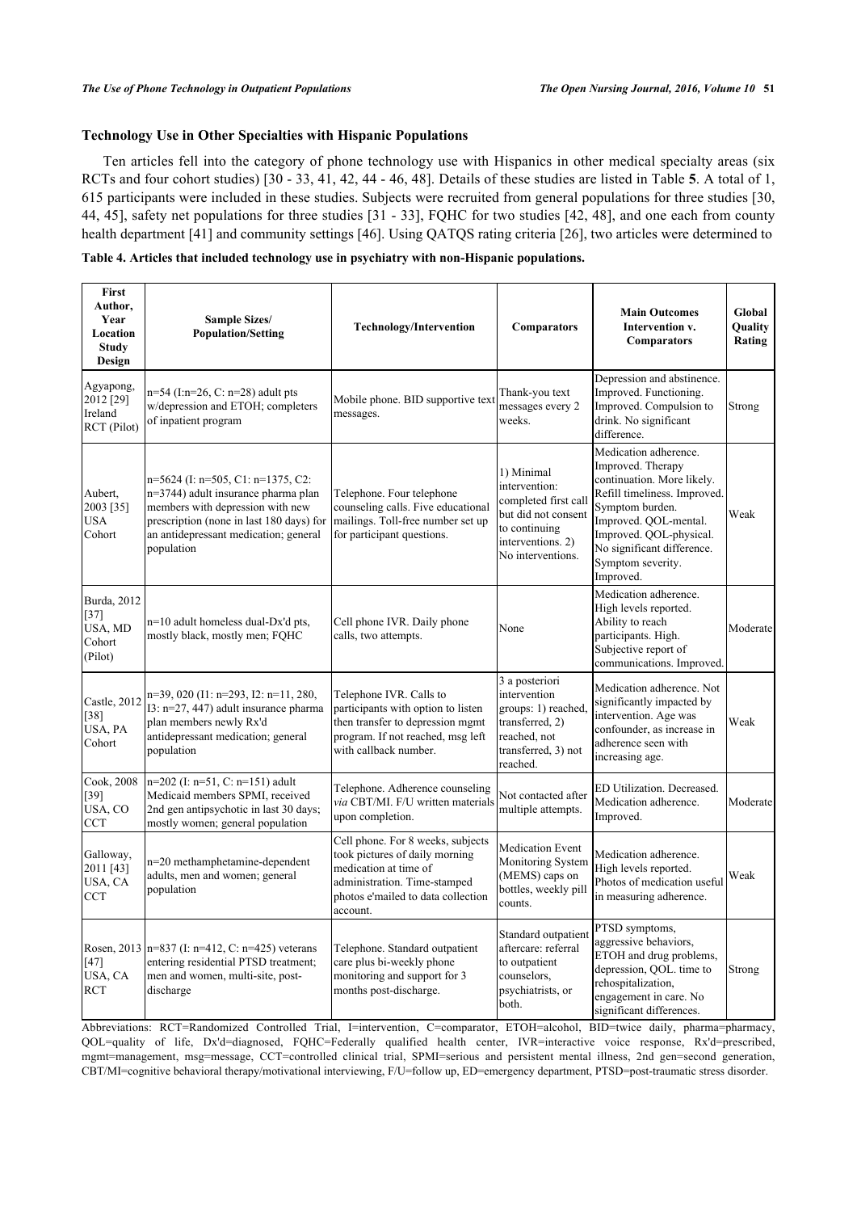### Technology Use in Other Specialties with Hispanic Populations

Ten articles fell into the category of phone technology use with Hispanics in other medical specialty areas (six RCTs and four cohort studies) [30 - 33, 41, 42, 44 - 46, 48]. Details of these studies are listed in Table **5**. A total of 1, 615 participants were included in these studies. Subjects were recruited from general populations for three studies [30, 44, 45], safety net populations for three studies [31 - 33], FQHC for two studies [42, 48], and one each from county health department [41] and community settings [46]. Using QATQS rating criteria [26], two articles were determined to

**Table 4. Articles that included technology use in psychiatry with non-Hispanic populations.**

| First Author, Year Location Study Design | Sample Sizes/ Population/Setting | Technology/Intervention | Comparators | Main Outcomes Intervention v. Comparators | Global Quality Rating |
|---|---|---|---|---|---|
| Agyapong, 2012 [29] Ireland RCT (Pilot) | n=54 (I:n=26, C: n=28) adult pts w/depression and ETOH; completers of inpatient program | Mobile phone. BID supportive text messages. | Thank-you text messages every 2 weeks. | Depression and abstinence. Improved. Functioning. Improved. Compulsion to drink. No significant difference. | Strong |
| Aubert, 2003 [35] USA Cohort | n=5624 (I: n=505, C1: n=1375, C2: n=3744) adult insurance pharma plan members with depression with new prescription (none in last 180 days) for an antidepressant medication; general population | Telephone. Four telephone counseling calls. Five educational mailings. Toll-free number set up for participant questions. | 1) Minimal intervention: completed first call but did not consent to continuing interventions. 2) No interventions. | Medication adherence. Improved. Therapy continuation. More likely. Refill timeliness. Improved. Symptom burden. Improved. QOL-mental. Improved. QOL-physical. No significant difference. Symptom severity. Improved. | Weak |
| Burda, 2012 [37] USA, MD Cohort (Pilot) | n=10 adult homeless dual-Dx'd pts, mostly black, mostly men; FQHC | Cell phone IVR. Daily phone calls, two attempts. | None | Medication adherence. High levels reported. Ability to reach participants. High. Subjective report of communications. Improved. | Moderate |
| Castle, 2012 [38] USA, PA Cohort | n=39, 020 (I1: n=293, I2: n=11, 280, I3: n=27, 447) adult insurance pharma plan members newly Rx'd antidepressant medication; general population | Telephone IVR. Calls to participants with option to listen then transfer to depression mgmt program. If not reached, msg left with callback number. | 3 a posteriori intervention groups: 1) reached, transferred, 2) reached, not transferred, 3) not reached. | Medication adherence. Not significantly impacted by intervention. Age was confounder, as increase in adherence seen with increasing age. | Weak |
| Cook, 2008 [39] USA, CO CCT | n=202 (I: n=51, C: n=151) adult Medicaid members SPMI, received 2nd gen antipsychotic in last 30 days; mostly women; general population | Telephone. Adherence counseling *via* CBT/MI. F/U written materials upon completion. | Not contacted after multiple attempts. | ED Utilization. Decreased. Medication adherence. Improved. | Moderate |
| Galloway, 2011 [43] USA, CA CCT | n=20 methamphetamine-dependent adults, men and women; general population | Cell phone. For 8 weeks, subjects took pictures of daily morning medication at time of administration. Time-stamped photos e'mailed to data collection account. | Medication Event Monitoring System (MEMS) caps on bottles, weekly pill counts. | Medication adherence. High levels reported. Photos of medication useful in measuring adherence. | Weak |
| Rosen, 2013 [47] USA, CA RCT | n=837 (I: n=412, C: n=425) veterans entering residential PTSD treatment; men and women, multi-site, post-discharge | Telephone. Standard outpatient care plus bi-weekly phone monitoring and support for 3 months post-discharge. | Standard outpatient aftercare: referral to outpatient counselors, psychiatrists, or both. | PTSD symptoms, aggressive behaviors, ETOH and drug problems, depression, QOL. time to rehospitalization, engagement in care. No significant differences. | Strong |

Abbreviations: RCT=Randomized Controlled Trial, I=intervention, C=comparator, ETOH=alcohol, BID=twice daily, pharma=pharmacy, QOL=quality of life, Dx'd=diagnosed, FQHC=Federally qualified health center, IVR=interactive voice response, Rx'd=prescribed, mgmt=management, msg=message, CCT=controlled clinical trial, SPMI=serious and persistent mental illness, 2nd gen=second generation, CBT/MI=cognitive behavioral therapy/motivational interviewing, F/U=follow up, ED=emergency department, PTSD=post-traumatic stress disorder.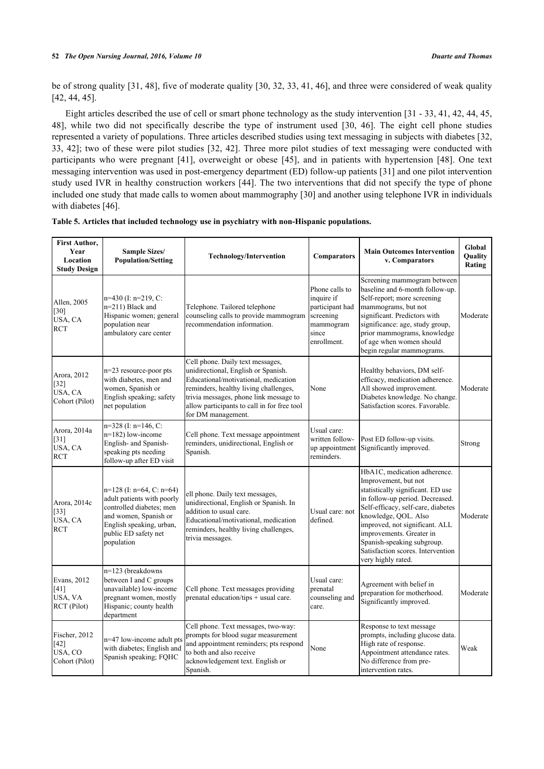be of strong quality [31, 48], five of moderate quality [30, 32, 33, 41, 46], and three were considered of weak quality [42, 44, 45].

Eight articles described the use of cell or smart phone technology as the study intervention [31 - 33, 41, 42, 44, 45, 48], while two did not specifically describe the type of instrument used [30, 46]. The eight cell phone studies represented a variety of populations. Three articles described studies using text messaging in subjects with diabetes [32, 33, 42]; two of these were pilot studies [32, 42]. Three more pilot studies of text messaging were conducted with participants who were pregnant [41], overweight or obese [45], and in patients with hypertension [48]. One text messaging intervention was used in post-emergency department (ED) follow-up patients [31] and one pilot intervention study used IVR in healthy construction workers [44]. The two interventions that did not specify the type of phone included one study that made calls to women about mammography [30] and another using telephone IVR in individuals with diabetes [46].

**Table 5. Articles that included technology use in psychiatry with non-Hispanic populations.**

| First Author, Year Location Study Design | Sample Sizes/ Population/Setting | Technology/Intervention | Comparators | Main Outcomes Intervention v. Comparators | Global Quality Rating |
|---|---|---|---|---|---|
| Allen, 2005 [30] USA, CA RCT | n=430 (I: n=219, C: n=211) Black and Hispanic women; general population near ambulatory care center | Telephone. Tailored telephone counseling calls to provide mammogram recommendation information. | Phone calls to inquire if participant had screening mammogram since enrollment. | Screening mammogram between baseline and 6-month follow-up. Self-report; more screening mammograms, but not significant. Predictors with significance: age, study group, prior mammograms, knowledge of age when women should begin regular mammograms. | Moderate |
| Arora, 2012 [32] USA, CA Cohort (Pilot) | n=23 resource-poor pts with diabetes, men and women, Spanish or English speaking; safety net population | Cell phone. Daily text messages, unidirectional, English or Spanish. Educational/motivational, medication reminders, healthy living challenges, trivia messages, phone link message to allow participants to call in for free tool for DM management. | None | Healthy behaviors, DM self-efficacy, medication adherence. All showed improvement. Diabetes knowledge. No change. Satisfaction scores. Favorable. | Moderate |
| Arora, 2014a [31] USA, CA RCT | n=328 (I: n=146, C: n=182) low-income English- and Spanish-speaking pts needing follow-up after ED visit | Cell phone. Text message appointment reminders, unidirectional, English or Spanish. | Usual care: written follow-up appointment reminders. | Post ED follow-up visits. Significantly improved. | Strong |
| Arora, 2014c [33] USA, CA RCT | n=128 (I: n=64, C: n=64) adult patients with poorly controlled diabetes; men and women, Spanish or English speaking, urban, public ED safety net population | ell phone. Daily text messages, unidirectional, English or Spanish. In addition to usual care. Educational/motivational, medication reminders, healthy living challenges, trivia messages. | Usual care: not defined. | HbA1C, medication adherence. Improvement, but not statistically significant. ED use in follow-up period. Decreased. Self-efficacy, self-care, diabetes knowledge, QOL. Also improved, not significant. ALL improvements. Greater in Spanish-speaking subgroup. Satisfaction scores. Intervention very highly rated. | Moderate |
| Evans, 2012 [41] USA, VA RCT (Pilot) | n=123 (breakdowns between I and C groups unavailable) low-income pregnant women, mostly Hispanic; county health department | Cell phone. Text messages providing prenatal education/tips + usual care. | Usual care: prenatal counseling and care. | Agreement with belief in preparation for motherhood. Significantly improved. | Moderate |
| Fischer, 2012 [42] USA, CO Cohort (Pilot) | n=47 low-income adult pts with diabetes; English and Spanish speaking; FQHC | Cell phone. Text messages, two-way: prompts for blood sugar measurement and appointment reminders; pts respond to both and also receive acknowledgement text. English or Spanish. | None | Response to text message prompts, including glucose data. High rate of response. Appointment attendance rates. No difference from pre-intervention rates. | Weak |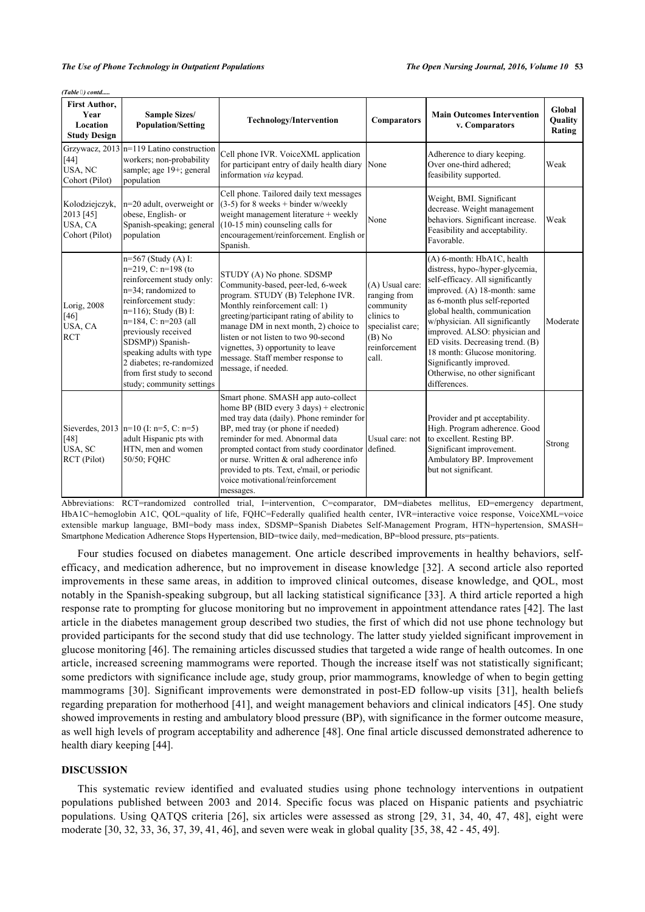*(Table ) contd.....*

| First Author, Year Location Study Design | Sample Sizes/ Population/Setting | Technology/Intervention | Comparators | Main Outcomes Intervention v. Comparators | Global Quality Rating |
|---|---|---|---|---|---|
| Grzywacz, 2013 [44] USA, NC Cohort (Pilot) | n=119 Latino construction workers; non-probability sample; age 19+; general population | Cell phone IVR. VoiceXML application for participant entry of daily health diary information *via* keypad. | None | Adherence to diary keeping. Over one-third adhered; feasibility supported. | Weak |
| Kolodziejczyk, 2013 [45] USA, CA Cohort (Pilot) | n=20 adult, overweight or obese, English- or Spanish-speaking; general population | Cell phone. Tailored daily text messages (3-5) for 8 weeks + binder w/weekly weight management literature + weekly (10-15 min) counseling calls for encouragement/reinforcement. English or Spanish. | None | Weight, BMI. Significant decrease. Weight management behaviors. Significant increase. Feasibility and acceptability. Favorable. | Weak |
| Lorig, 2008 [46] USA, CA RCT | n=567 (Study (A) I: n=219, C: n=198 (to reinforcement study only: n=34; randomized to reinforcement study: n=116); Study (B) I: n=184, C: n=203 (all previously received SDSMP)) Spanish-speaking adults with type 2 diabetes; re-randomized from first study to second study; community settings | STUDY (A) No phone. SDSMP Community-based, peer-led, 6-week program. STUDY (B) Telephone IVR. Monthly reinforcement call: 1) greeting/participant rating of ability to manage DM in next month, 2) choice to listen or not listen to two 90-second vignettes, 3) opportunity to leave message. Staff member response to message, if needed. | (A) Usual care: ranging from community clinics to specialist care; (B) No reinforcement call. | (A) 6-month: HbA1C, health distress, hypo-/hyper-glycemia, self-efficacy. All significantly improved. (A) 18-month: same as 6-month plus self-reported global health, communication w/physician. All significantly improved. ALSO: physician and ED visits. Decreasing trend. (B) 18 month: Glucose monitoring. Significantly improved. Otherwise, no other significant differences. | Moderate |
| Sieverdes, 2013 [48] USA, SC RCT (Pilot) | n=10 (I: n=5, C: n=5) adult Hispanic pts with HTN, men and women 50/50; FQHC | Smart phone. SMASH app auto-collect home BP (BID every 3 days) + electronic med tray data (daily). Phone reminder for BP, med tray (or phone if needed) reminder for med. Abnormal data prompted contact from study coordinator or nurse. Written & oral adherence info provided to pts. Text, e'mail, or periodic voice motivational/reinforcement messages. | Usual care: not defined. | Provider and pt acceptability. High. Program adherence. Good to excellent. Resting BP. Significant improvement. Ambulatory BP. Improvement but not significant. | Strong |

Abbreviations: RCT=randomized controlled trial, I=intervention, C=comparator, DM=diabetes mellitus, ED=emergency department, HbA1C=hemoglobin A1C, QOL=quality of life, FQHC=Federally qualified health center, IVR=interactive voice response, VoiceXML=voice extensible markup language, BMI=body mass index, SDSMP=Spanish Diabetes Self-Management Program, HTN=hypertension, SMASH= Smartphone Medication Adherence Stops Hypertension, BID=twice daily, med=medication, BP=blood pressure, pts=patients.

Four studies focused on diabetes management. One article described improvements in healthy behaviors, self-efficacy, and medication adherence, but no improvement in disease knowledge [32]. A second article also reported improvements in these same areas, in addition to improved clinical outcomes, disease knowledge, and QOL, most notably in the Spanish-speaking subgroup, but all lacking statistical significance [33]. A third article reported a high response rate to prompting for glucose monitoring but no improvement in appointment attendance rates [42]. The last article in the diabetes management group described two studies, the first of which did not use phone technology but provided participants for the second study that did use technology. The latter study yielded significant improvement in glucose monitoring [46]. The remaining articles discussed studies that targeted a wide range of health outcomes. In one article, increased screening mammograms were reported. Though the increase itself was not statistically significant; some predictors with significance include age, study group, prior mammograms, knowledge of when to begin getting mammograms [30]. Significant improvements were demonstrated in post-ED follow-up visits [31], health beliefs regarding preparation for motherhood [41], and weight management behaviors and clinical indicators [45]. One study showed improvements in resting and ambulatory blood pressure (BP), with significance in the former outcome measure, as well high levels of program acceptability and adherence [48]. One final article discussed demonstrated adherence to health diary keeping [44].

## DISCUSSION

This systematic review identified and evaluated studies using phone technology interventions in outpatient populations published between 2003 and 2014. Specific focus was placed on Hispanic patients and psychiatric populations. Using QATQS criteria [26], six articles were assessed as strong [29, 31, 34, 40, 47, 48], eight were moderate [30, 32, 33, 36, 37, 39, 41, 46], and seven were weak in global quality [35, 38, 42 - 45, 49].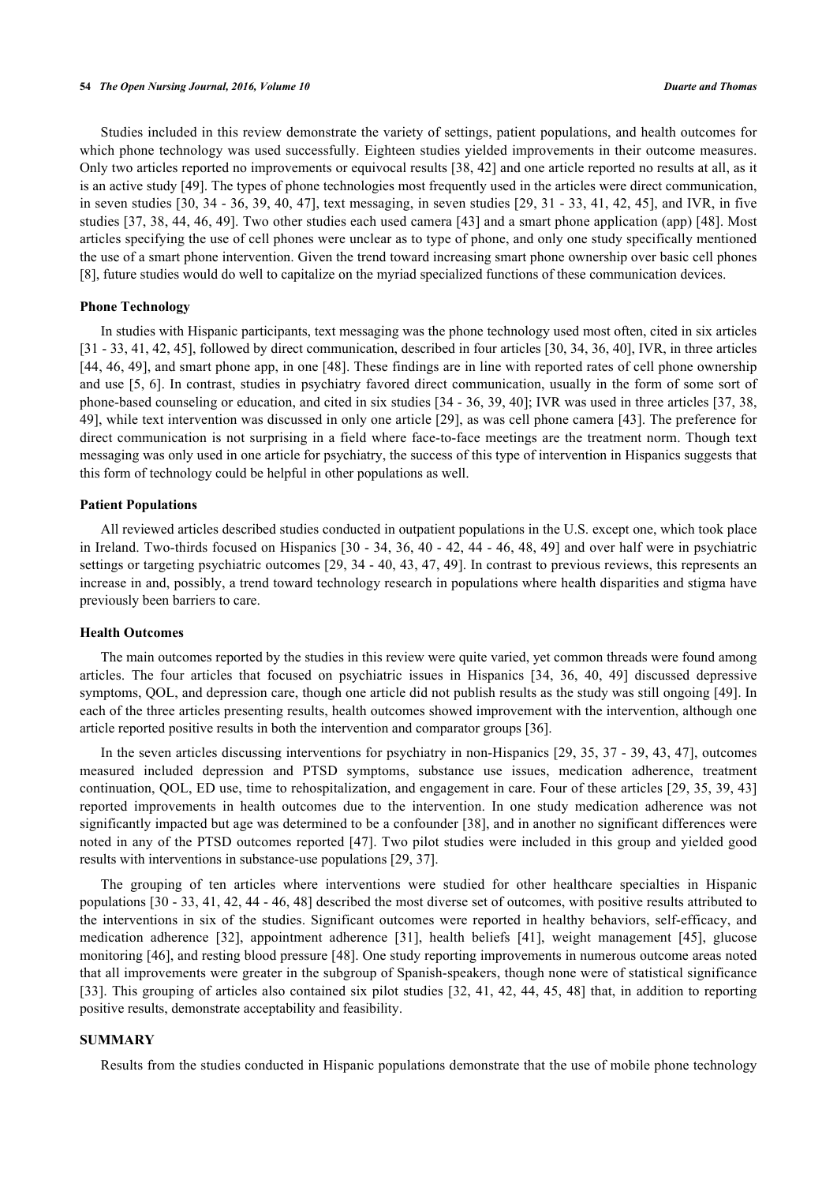Studies included in this review demonstrate the variety of settings, patient populations, and health outcomes for which phone technology was used successfully. Eighteen studies yielded improvements in their outcome measures. Only two articles reported no improvements or equivocal results [38, 42] and one article reported no results at all, as it is an active study [49]. The types of phone technologies most frequently used in the articles were direct communication, in seven studies [30, 34 - 36, 39, 40, 47], text messaging, in seven studies [29, 31 - 33, 41, 42, 45], and IVR, in five studies [37, 38, 44, 46, 49]. Two other studies each used camera [43] and a smart phone application (app) [48]. Most articles specifying the use of cell phones were unclear as to type of phone, and only one study specifically mentioned the use of a smart phone intervention. Given the trend toward increasing smart phone ownership over basic cell phones [8], future studies would do well to capitalize on the myriad specialized functions of these communication devices.

### Phone Technology

In studies with Hispanic participants, text messaging was the phone technology used most often, cited in six articles [31 - 33, 41, 42, 45], followed by direct communication, described in four articles [30, 34, 36, 40], IVR, in three articles [44, 46, 49], and smart phone app, in one [48]. These findings are in line with reported rates of cell phone ownership and use [5, 6]. In contrast, studies in psychiatry favored direct communication, usually in the form of some sort of phone-based counseling or education, and cited in six studies [34 - 36, 39, 40]; IVR was used in three articles [37, 38, 49], while text intervention was discussed in only one article [29], as was cell phone camera [43]. The preference for direct communication is not surprising in a field where face-to-face meetings are the treatment norm. Though text messaging was only used in one article for psychiatry, the success of this type of intervention in Hispanics suggests that this form of technology could be helpful in other populations as well.

### Patient Populations

All reviewed articles described studies conducted in outpatient populations in the U.S. except one, which took place in Ireland. Two-thirds focused on Hispanics [30 - 34, 36, 40 - 42, 44 - 46, 48, 49] and over half were in psychiatric settings or targeting psychiatric outcomes [29, 34 - 40, 43, 47, 49]. In contrast to previous reviews, this represents an increase in and, possibly, a trend toward technology research in populations where health disparities and stigma have previously been barriers to care.

### Health Outcomes

The main outcomes reported by the studies in this review were quite varied, yet common threads were found among articles. The four articles that focused on psychiatric issues in Hispanics [34, 36, 40, 49] discussed depressive symptoms, QOL, and depression care, though one article did not publish results as the study was still ongoing [49]. In each of the three articles presenting results, health outcomes showed improvement with the intervention, although one article reported positive results in both the intervention and comparator groups [36].

In the seven articles discussing interventions for psychiatry in non-Hispanics [29, 35, 37 - 39, 43, 47], outcomes measured included depression and PTSD symptoms, substance use issues, medication adherence, treatment continuation, QOL, ED use, time to rehospitalization, and engagement in care. Four of these articles [29, 35, 39, 43] reported improvements in health outcomes due to the intervention. In one study medication adherence was not significantly impacted but age was determined to be a confounder [38], and in another no significant differences were noted in any of the PTSD outcomes reported [47]. Two pilot studies were included in this group and yielded good results with interventions in substance-use populations [29, 37].

The grouping of ten articles where interventions were studied for other healthcare specialties in Hispanic populations [30 - 33, 41, 42, 44 - 46, 48] described the most diverse set of outcomes, with positive results attributed to the interventions in six of the studies. Significant outcomes were reported in healthy behaviors, self-efficacy, and medication adherence [32], appointment adherence [31], health beliefs [41], weight management [45], glucose monitoring [46], and resting blood pressure [48]. One study reporting improvements in numerous outcome areas noted that all improvements were greater in the subgroup of Spanish-speakers, though none were of statistical significance [33]. This grouping of articles also contained six pilot studies [32, 41, 42, 44, 45, 48] that, in addition to reporting positive results, demonstrate acceptability and feasibility.

## SUMMARY

Results from the studies conducted in Hispanic populations demonstrate that the use of mobile phone technology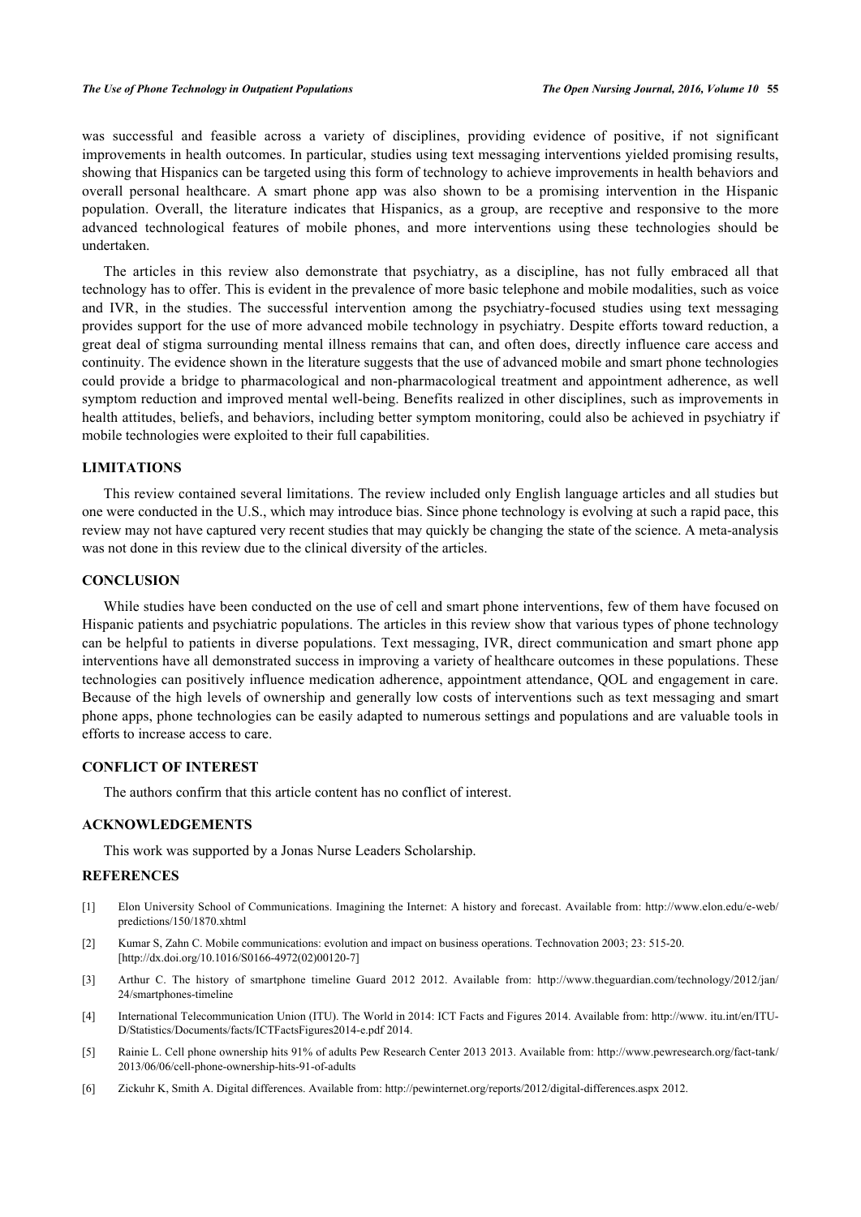was successful and feasible across a variety of disciplines, providing evidence of positive, if not significant improvements in health outcomes. In particular, studies using text messaging interventions yielded promising results, showing that Hispanics can be targeted using this form of technology to achieve improvements in health behaviors and overall personal healthcare. A smart phone app was also shown to be a promising intervention in the Hispanic population. Overall, the literature indicates that Hispanics, as a group, are receptive and responsive to the more advanced technological features of mobile phones, and more interventions using these technologies should be undertaken.

The articles in this review also demonstrate that psychiatry, as a discipline, has not fully embraced all that technology has to offer. This is evident in the prevalence of more basic telephone and mobile modalities, such as voice and IVR, in the studies. The successful intervention among the psychiatry-focused studies using text messaging provides support for the use of more advanced mobile technology in psychiatry. Despite efforts toward reduction, a great deal of stigma surrounding mental illness remains that can, and often does, directly influence care access and continuity. The evidence shown in the literature suggests that the use of advanced mobile and smart phone technologies could provide a bridge to pharmacological and non-pharmacological treatment and appointment adherence, as well symptom reduction and improved mental well-being. Benefits realized in other disciplines, such as improvements in health attitudes, beliefs, and behaviors, including better symptom monitoring, could also be achieved in psychiatry if mobile technologies were exploited to their full capabilities.

## LIMITATIONS

This review contained several limitations. The review included only English language articles and all studies but one were conducted in the U.S., which may introduce bias. Since phone technology is evolving at such a rapid pace, this review may not have captured very recent studies that may quickly be changing the state of the science. A meta-analysis was not done in this review due to the clinical diversity of the articles.

## CONCLUSION

While studies have been conducted on the use of cell and smart phone interventions, few of them have focused on Hispanic patients and psychiatric populations. The articles in this review show that various types of phone technology can be helpful to patients in diverse populations. Text messaging, IVR, direct communication and smart phone app interventions have all demonstrated success in improving a variety of healthcare outcomes in these populations. These technologies can positively influence medication adherence, appointment attendance, QOL and engagement in care. Because of the high levels of ownership and generally low costs of interventions such as text messaging and smart phone apps, phone technologies can be easily adapted to numerous settings and populations and are valuable tools in efforts to increase access to care.

## CONFLICT OF INTEREST

The authors confirm that this article content has no conflict of interest.

## ACKNOWLEDGEMENTS

This work was supported by a Jonas Nurse Leaders Scholarship.

## REFERENCES

[1] Elon University School of Communications. Imagining the Internet: A history and forecast. Available from: http://www.elon.edu/e-web/predictions/150/1870.xhtml

[2] Kumar S, Zahn C. Mobile communications: evolution and impact on business operations. Technovation 2003; 23: 515-20. [http://dx.doi.org/10.1016/S0166-4972(02)00120-7]

[3] Arthur C. The history of smartphone timeline Guard 2012 2012. Available from: http://www.theguardian.com/technology/2012/jan/24/smartphones-timeline

[4] International Telecommunication Union (ITU). The World in 2014: ICT Facts and Figures 2014. Available from: http://www.itu.int/en/ITU-D/Statistics/Documents/facts/ICTFactsFigures2014-e.pdf 2014.

[5] Rainie L. Cell phone ownership hits 91% of adults Pew Research Center 2013 2013. Available from: http://www.pewresearch.org/fact-tank/2013/06/06/cell-phone-ownership-hits-91-of-adults

[6] Zickuhr K, Smith A. Digital differences. Available from: http://pewinternet.org/reports/2012/digital-differences.aspx 2012.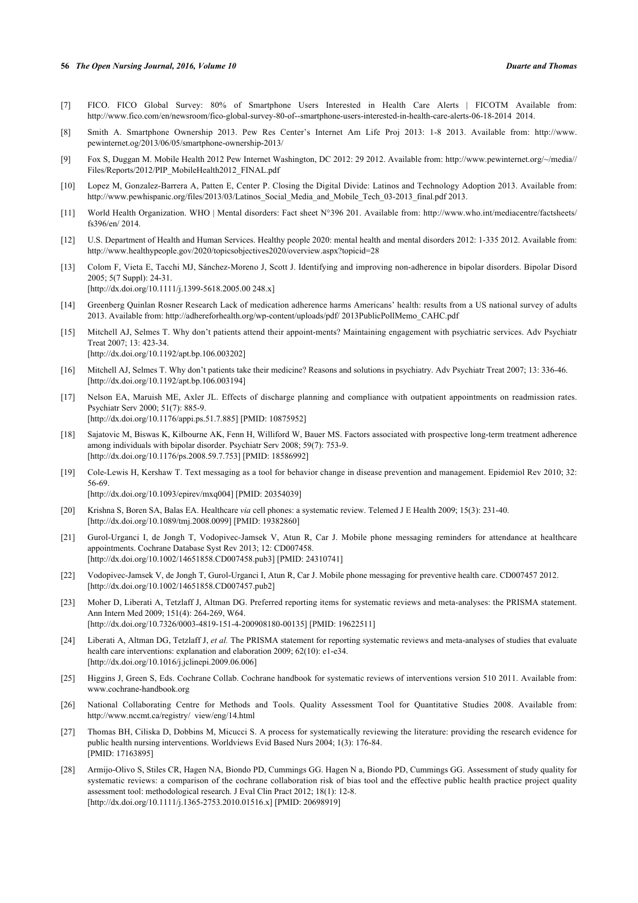[7] FICO. FICO Global Survey: 80% of Smartphone Users Interested in Health Care Alerts | FICOTM Available from: http://www.fico.com/en/newsroom/fico-global-survey-80-of--smartphone-users-interested-in-health-care-alerts-06-18-2014 2014.

[8] Smith A. Smartphone Ownership 2013. Pew Res Center's Internet Am Life Proj 2013: 1-8 2013. Available from: http://www.pewinternet.og/2013/06/05/smartphone-ownership-2013/

[9] Fox S, Duggan M. Mobile Health 2012 Pew Internet Washington, DC 2012: 29 2012. Available from: http://www.pewinternet.org/~/media//Files/Reports/2012/PIP_MobileHealth2012_FINAL.pdf

[10] Lopez M, Gonzalez-Barrera A, Patten E, Center P. Closing the Digital Divide: Latinos and Technology Adoption 2013. Available from: http://www.pewhispanic.org/files/2013/03/Latinos_Social_Media_and_Mobile_Tech_03-2013_final.pdf 2013.

[11] World Health Organization. WHO | Mental disorders: Fact sheet N°396 201. Available from: http://www.who.int/mediacentre/factsheets/fs396/en/ 2014.

[12] U.S. Department of Health and Human Services. Healthy people 2020: mental health and mental disorders 2012: 1-335 2012. Available from: http://www.healthypeople.gov/2020/topicsobjectives2020/overview.aspx?topicid=28

[13] Colom F, Vieta E, Tacchi MJ, Sánchez-Moreno J, Scott J. Identifying and improving non-adherence in bipolar disorders. Bipolar Disord 2005; 5(7 Suppl): 24-31.
[http://dx.doi.org/10.1111/j.1399-5618.2005.00 248.x]

[14] Greenberg Quinlan Rosner Research Lack of medication adherence harms Americans' health: results from a US national survey of adults 2013. Available from: http://adhereforhealth.org/wp-content/uploads/pdf/ 2013PublicPollMemo_CAHC.pdf

[15] Mitchell AJ, Selmes T. Why don't patients attend their appoint-ments? Maintaining engagement with psychiatric services. Adv Psychiatr Treat 2007; 13: 423-34.
[http://dx.doi.org/10.1192/apt.bp.106.003202]

[16] Mitchell AJ, Selmes T. Why don't patients take their medicine? Reasons and solutions in psychiatry. Adv Psychiatr Treat 2007; 13: 336-46.
[http://dx.doi.org/10.1192/apt.bp.106.003194]

[17] Nelson EA, Maruish ME, Axler JL. Effects of discharge planning and compliance with outpatient appointments on readmission rates. Psychiatr Serv 2000; 51(7): 885-9.
[http://dx.doi.org/10.1176/appi.ps.51.7.885] [PMID: 10875952]

[18] Sajatovic M, Biswas K, Kilbourne AK, Fenn H, Williford W, Bauer MS. Factors associated with prospective long-term treatment adherence among individuals with bipolar disorder. Psychiatr Serv 2008; 59(7): 753-9.
[http://dx.doi.org/10.1176/ps.2008.59.7.753] [PMID: 18586992]

[19] Cole-Lewis H, Kershaw T. Text messaging as a tool for behavior change in disease prevention and management. Epidemiol Rev 2010; 32: 56-69.
[http://dx.doi.org/10.1093/epirev/mxq004] [PMID: 20354039]

[20] Krishna S, Boren SA, Balas EA. Healthcare *via* cell phones: a systematic review. Telemed J E Health 2009; 15(3): 231-40.
[http://dx.doi.org/10.1089/tmj.2008.0099] [PMID: 19382860]

[21] Gurol-Urganci I, de Jongh T, Vodopivec-Jamsek V, Atun R, Car J. Mobile phone messaging reminders for attendance at healthcare appointments. Cochrane Database Syst Rev 2013; 12: CD007458.
[http://dx.doi.org/10.1002/14651858.CD007458.pub3] [PMID: 24310741]

[22] Vodopivec-Jamsek V, de Jongh T, Gurol-Urganci I, Atun R, Car J. Mobile phone messaging for preventive health care. CD007457 2012.
[http://dx.doi.org/10.1002/14651858.CD007457.pub2]

[23] Moher D, Liberati A, Tetzlaff J, Altman DG. Preferred reporting items for systematic reviews and meta-analyses: the PRISMA statement. Ann Intern Med 2009; 151(4): 264-269, W64.
[http://dx.doi.org/10.7326/0003-4819-151-4-200908180-00135] [PMID: 19622511]

[24] Liberati A, Altman DG, Tetzlaff J, *et al.* The PRISMA statement for reporting systematic reviews and meta-analyses of studies that evaluate health care interventions: explanation and elaboration 2009; 62(10): e1-e34.
[http://dx.doi.org/10.1016/j.jclinepi.2009.06.006]

[25] Higgins J, Green S, Eds. Cochrane Collab. Cochrane handbook for systematic reviews of interventions version 510 2011. Available from: www.cochrane-handbook.org

[26] National Collaborating Centre for Methods and Tools. Quality Assessment Tool for Quantitative Studies 2008. Available from: http://www.nccmt.ca/registry/ view/eng/14.html

[27] Thomas BH, Ciliska D, Dobbins M, Micucci S. A process for systematically reviewing the literature: providing the research evidence for public health nursing interventions. Worldviews Evid Based Nurs 2004; 1(3): 176-84.
[PMID: 17163895]

[28] Armijo-Olivo S, Stiles CR, Hagen NA, Biondo PD, Cummings GG. Hagen N a, Biondo PD, Cummings GG. Assessment of study quality for systematic reviews: a comparison of the cochrane collaboration risk of bias tool and the effective public health practice project quality assessment tool: methodological research. J Eval Clin Pract 2012; 18(1): 12-8.
[http://dx.doi.org/10.1111/j.1365-2753.2010.01516.x] [PMID: 20698919]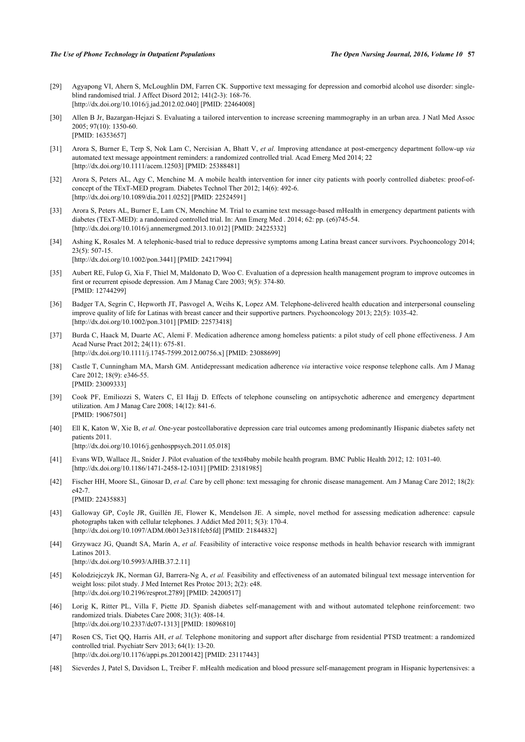[29] Agyapong VI, Ahern S, McLoughlin DM, Farren CK. Supportive text messaging for depression and comorbid alcohol use disorder: single-blind randomised trial. J Affect Disord 2012; 141(2-3): 168-76.
[http://dx.doi.org/10.1016/j.jad.2012.02.040] [PMID: 22464008]

[30] Allen B Jr, Bazargan-Hejazi S. Evaluating a tailored intervention to increase screening mammography in an urban area. J Natl Med Assoc 2005; 97(10): 1350-60.
[PMID: 16353657]

[31] Arora S, Burner E, Terp S, Nok Lam C, Nercisian A, Bhatt V, *et al.* Improving attendance at post-emergency department follow-up *via* automated text message appointment reminders: a randomized controlled trial. Acad Emerg Med 2014; 22
[http://dx.doi.org/10.1111/acem.12503] [PMID: 25388481]

[32] Arora S, Peters AL, Agy C, Menchine M. A mobile health intervention for inner city patients with poorly controlled diabetes: proof-of-concept of the TExT-MED program. Diabetes Technol Ther 2012; 14(6): 492-6.
[http://dx.doi.org/10.1089/dia.2011.0252] [PMID: 22524591]

[33] Arora S, Peters AL, Burner E, Lam CN, Menchine M. Trial to examine text message-based mHealth in emergency department patients with diabetes (TExT-MED): a randomized controlled trial. In: Ann Emerg Med . 2014; 62: pp. (e6)745-54.
[http://dx.doi.org/10.1016/j.annemergmed.2013.10.012] [PMID: 24225332]

[34] Ashing K, Rosales M. A telephonic-based trial to reduce depressive symptoms among Latina breast cancer survivors. Psychooncology 2014; 23(5): 507-15.
[http://dx.doi.org/10.1002/pon.3441] [PMID: 24217994]

[35] Aubert RE, Fulop G, Xia F, Thiel M, Maldonato D, Woo C. Evaluation of a depression health management program to improve outcomes in first or recurrent episode depression. Am J Manag Care 2003; 9(5): 374-80.
[PMID: 12744299]

[36] Badger TA, Segrin C, Hepworth JT, Pasvogel A, Weihs K, Lopez AM. Telephone-delivered health education and interpersonal counseling improve quality of life for Latinas with breast cancer and their supportive partners. Psychooncology 2013; 22(5): 1035-42.
[http://dx.doi.org/10.1002/pon.3101] [PMID: 22573418]

[37] Burda C, Haack M, Duarte AC, Alemi F. Medication adherence among homeless patients: a pilot study of cell phone effectiveness. J Am Acad Nurse Pract 2012; 24(11): 675-81.
[http://dx.doi.org/10.1111/j.1745-7599.2012.00756.x] [PMID: 23088699]

[38] Castle T, Cunningham MA, Marsh GM. Antidepressant medication adherence *via* interactive voice response telephone calls. Am J Manag Care 2012; 18(9): e346-55.
[PMID: 23009333]

[39] Cook PF, Emiliozzi S, Waters C, El Hajj D. Effects of telephone counseling on antipsychotic adherence and emergency department utilization. Am J Manag Care 2008; 14(12): 841-6.
[PMID: 19067501]

[40] Ell K, Katon W, Xie B, *et al.* One-year postcollaborative depression care trial outcomes among predominantly Hispanic diabetes safety net patients 2011.
[http://dx.doi.org/10.1016/j.genhosppsych.2011.05.018]

[41] Evans WD, Wallace JL, Snider J. Pilot evaluation of the text4baby mobile health program. BMC Public Health 2012; 12: 1031-40.
[http://dx.doi.org/10.1186/1471-2458-12-1031] [PMID: 23181985]

[42] Fischer HH, Moore SL, Ginosar D, *et al.* Care by cell phone: text messaging for chronic disease management. Am J Manag Care 2012; 18(2): e42-7.
[PMID: 22435883]

[43] Galloway GP, Coyle JR, Guillén JE, Flower K, Mendelson JE. A simple, novel method for assessing medication adherence: capsule photographs taken with cellular telephones. J Addict Med 2011; 5(3): 170-4.
[http://dx.doi.org/10.1097/ADM.0b013e3181fcb5fd] [PMID: 21844832]

[44] Grzywacz JG, Quandt SA, Marín A, *et al.* Feasibility of interactive voice response methods in health behavior research with immigrant Latinos 2013.
[http://dx.doi.org/10.5993/AJHB.37.2.11]

[45] Kolodziejczyk JK, Norman GJ, Barrera-Ng A, *et al.* Feasibility and effectiveness of an automated bilingual text message intervention for weight loss: pilot study. J Med Internet Res Protoc 2013; 2(2): e48.
[http://dx.doi.org/10.2196/resprot.2789] [PMID: 24200517]

[46] Lorig K, Ritter PL, Villa F, Piette JD. Spanish diabetes self-management with and without automated telephone reinforcement: two randomized trials. Diabetes Care 2008; 31(3): 408-14.
[http://dx.doi.org/10.2337/dc07-1313] [PMID: 18096810]

[47] Rosen CS, Tiet QQ, Harris AH, *et al.* Telephone monitoring and support after discharge from residential PTSD treatment: a randomized controlled trial. Psychiatr Serv 2013; 64(1): 13-20.
[http://dx.doi.org/10.1176/appi.ps.201200142] [PMID: 23117443]

[48] Sieverdes J, Patel S, Davidson L, Treiber F. mHealth medication and blood pressure self-management program in Hispanic hypertensives: a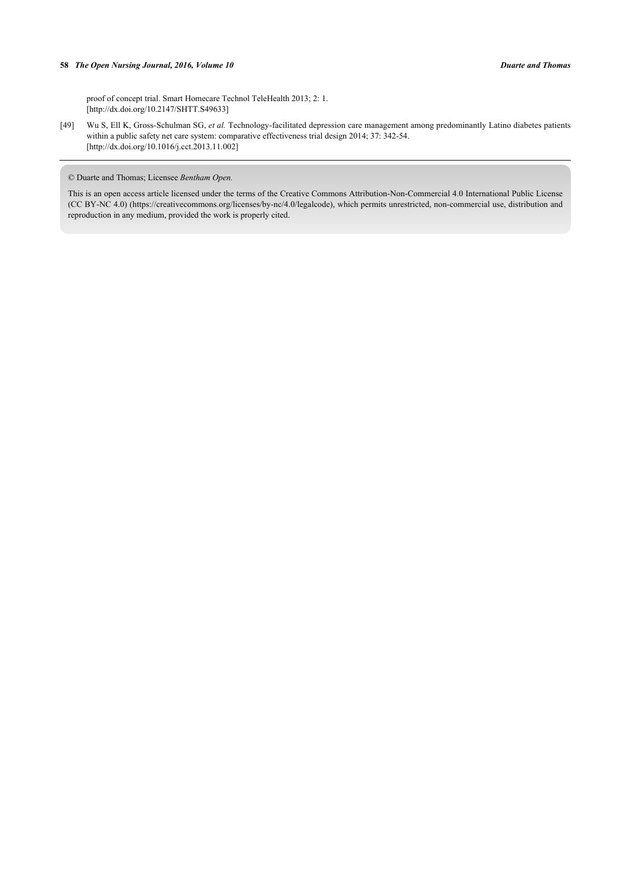proof of concept trial. Smart Homecare Technol TeleHealth 2013; 2: 1. [http://dx.doi.org/10.2147/SHTT.S49633]

[49] Wu S, Ell K, Gross-Schulman SG, *et al.* Technology-facilitated depression care management among predominantly Latino diabetes patients within a public safety net care system: comparative effectiveness trial design 2014; 37: 342-54. [http://dx.doi.org/10.1016/j.cct.2013.11.002]

---

© Duarte and Thomas; Licensee *Bentham Open.*

This is an open access article licensed under the terms of the Creative Commons Attribution-Non-Commercial 4.0 International Public License (CC BY-NC 4.0) (https://creativecommons.org/licenses/by-nc/4.0/legalcode), which permits unrestricted, non-commercial use, distribution and reproduction in any medium, provided the work is properly cited.